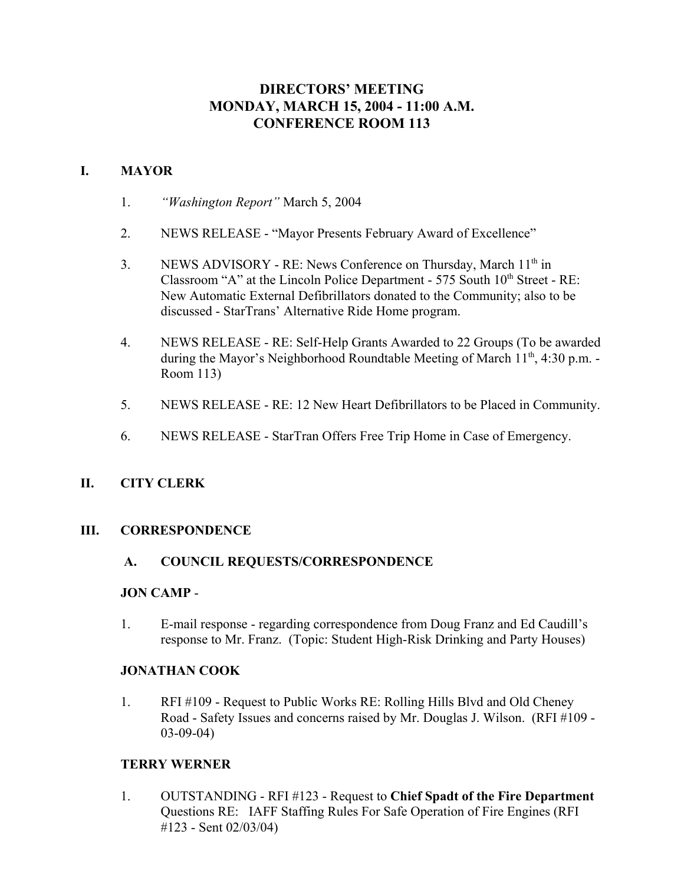# DIRECTORS' MEETING
# MONDAY, MARCH 15, 2004 - 11:00 A.M.
# CONFERENCE ROOM 113

## I. MAYOR

1. *"Washington Report"* March 5, 2004

2. NEWS RELEASE - "Mayor Presents February Award of Excellence"

3. NEWS ADVISORY - RE: News Conference on Thursday, March 11th in Classroom "A" at the Lincoln Police Department - 575 South 10th Street - RE: New Automatic External Defibrillators donated to the Community; also to be discussed - StarTrans' Alternative Ride Home program.

4. NEWS RELEASE - RE: Self-Help Grants Awarded to 22 Groups (To be awarded during the Mayor's Neighborhood Roundtable Meeting of March 11th, 4:30 p.m. - Room 113)

5. NEWS RELEASE - RE: 12 New Heart Defibrillators to be Placed in Community.

6. NEWS RELEASE - StarTran Offers Free Trip Home in Case of Emergency.

## II. CITY CLERK

## III. CORRESPONDENCE

### A. COUNCIL REQUESTS/CORRESPONDENCE

**JON CAMP** -

1. E-mail response - regarding correspondence from Doug Franz and Ed Caudill's response to Mr. Franz. (Topic: Student High-Risk Drinking and Party Houses)

**JONATHAN COOK**

1. RFI #109 - Request to Public Works RE: Rolling Hills Blvd and Old Cheney Road - Safety Issues and concerns raised by Mr. Douglas J. Wilson. (RFI #109 - 03-09-04)

**TERRY WERNER**

1. OUTSTANDING - RFI #123 - Request to **Chief Spadt of the Fire Department** Questions RE: IAFF Staffing Rules For Safe Operation of Fire Engines (RFI #123 - Sent 02/03/04)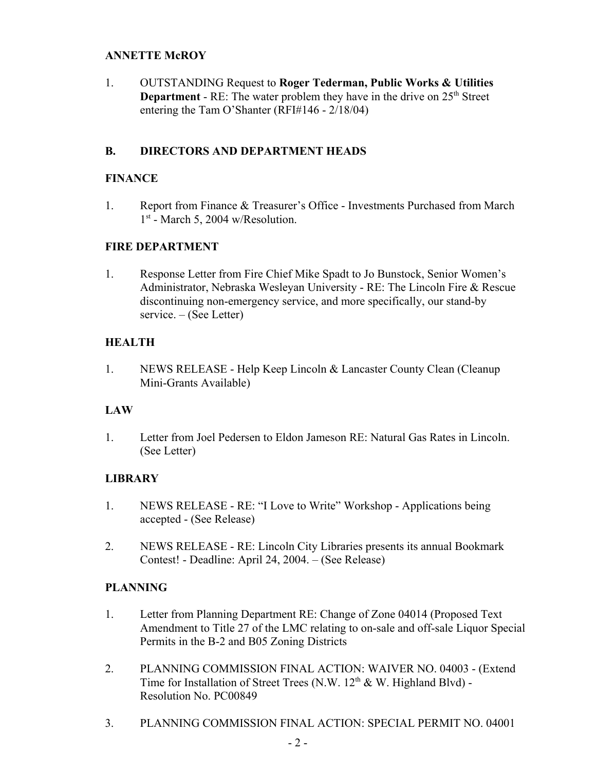**ANNETTE McROY**

1. OUTSTANDING Request to **Roger Tederman, Public Works & Utilities Department** - RE: The water problem they have in the drive on 25th Street entering the Tam O'Shanter (RFI#146 - 2/18/04)

## B. DIRECTORS AND DEPARTMENT HEADS

**FINANCE**

1. Report from Finance & Treasurer's Office - Investments Purchased from March 1st - March 5, 2004 w/Resolution.

**FIRE DEPARTMENT**

1. Response Letter from Fire Chief Mike Spadt to Jo Bunstock, Senior Women's Administrator, Nebraska Wesleyan University - RE: The Lincoln Fire & Rescue discontinuing non-emergency service, and more specifically, our stand-by service. – (See Letter)

**HEALTH**

1. NEWS RELEASE - Help Keep Lincoln & Lancaster County Clean (Cleanup Mini-Grants Available)

**LAW**

1. Letter from Joel Pedersen to Eldon Jameson RE: Natural Gas Rates in Lincoln. (See Letter)

**LIBRARY**

1. NEWS RELEASE - RE: "I Love to Write" Workshop - Applications being accepted - (See Release)
2. NEWS RELEASE - RE: Lincoln City Libraries presents its annual Bookmark Contest! - Deadline: April 24, 2004. – (See Release)

**PLANNING**

1. Letter from Planning Department RE: Change of Zone 04014 (Proposed Text Amendment to Title 27 of the LMC relating to on-sale and off-sale Liquor Special Permits in the B-2 and B05 Zoning Districts
2. PLANNING COMMISSION FINAL ACTION: WAIVER NO. 04003 - (Extend Time for Installation of Street Trees (N.W. 12th & W. Highland Blvd) - Resolution No. PC00849
3. PLANNING COMMISSION FINAL ACTION: SPECIAL PERMIT NO. 04001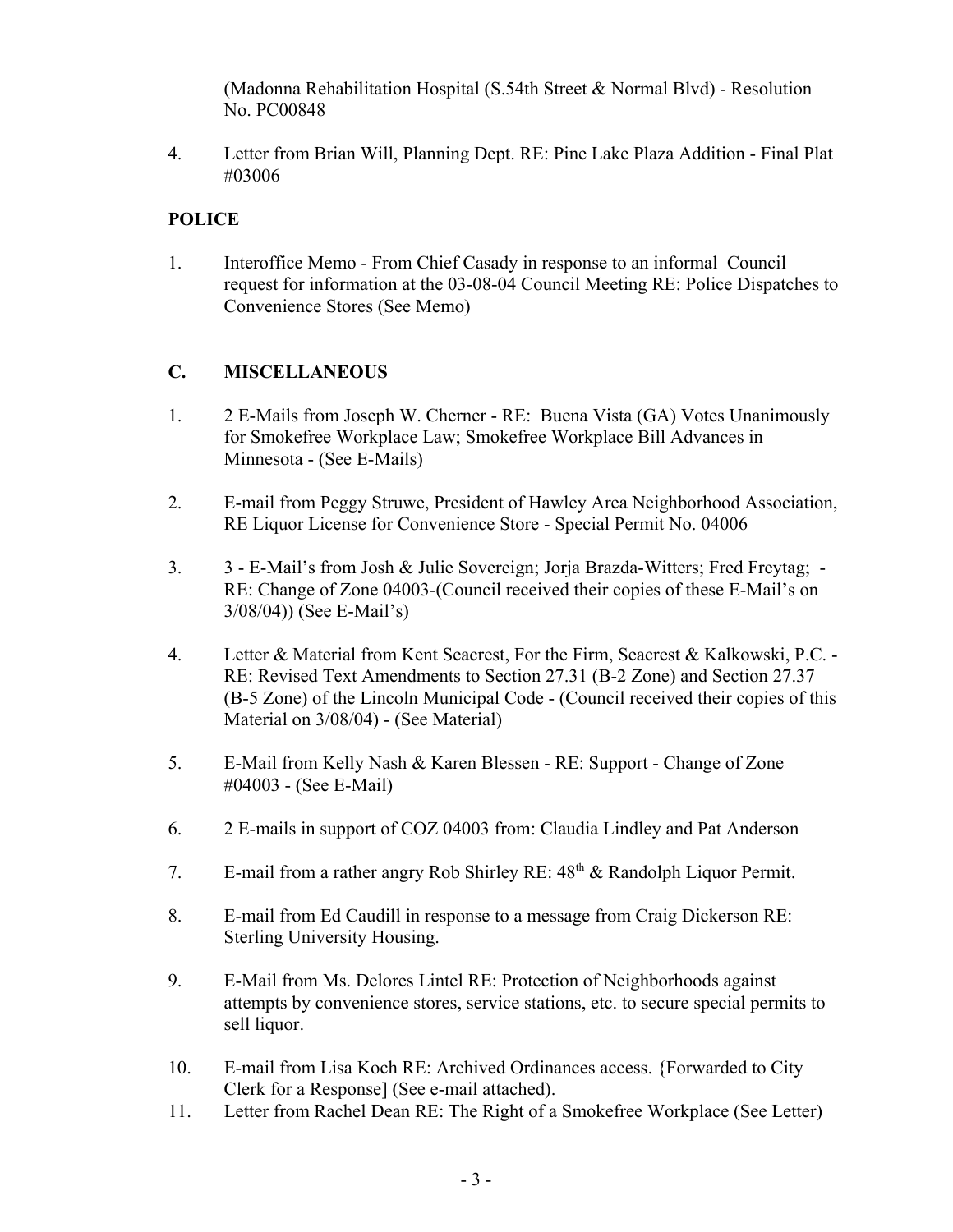(Madonna Rehabilitation Hospital (S.54th Street & Normal Blvd) - Resolution No. PC00848

4. Letter from Brian Will, Planning Dept. RE: Pine Lake Plaza Addition - Final Plat #03006

**POLICE**

1. Interoffice Memo - From Chief Casady in response to an informal Council request for information at the 03-08-04 Council Meeting RE: Police Dispatches to Convenience Stores (See Memo)

## C. MISCELLANEOUS

1. 2 E-Mails from Joseph W. Cherner - RE: Buena Vista (GA) Votes Unanimously for Smokefree Workplace Law; Smokefree Workplace Bill Advances in Minnesota - (See E-Mails)

2. E-mail from Peggy Struwe, President of Hawley Area Neighborhood Association, RE Liquor License for Convenience Store - Special Permit No. 04006

3. 3 - E-Mail's from Josh & Julie Sovereign; Jorja Brazda-Witters; Fred Freytag; - RE: Change of Zone 04003-(Council received their copies of these E-Mail's on 3/08/04)) (See E-Mail's)

4. Letter & Material from Kent Seacrest, For the Firm, Seacrest & Kalkowski, P.C. - RE: Revised Text Amendments to Section 27.31 (B-2 Zone) and Section 27.37 (B-5 Zone) of the Lincoln Municipal Code - (Council received their copies of this Material on 3/08/04) - (See Material)

5. E-Mail from Kelly Nash & Karen Blessen - RE: Support - Change of Zone #04003 - (See E-Mail)

6. 2 E-mails in support of COZ 04003 from: Claudia Lindley and Pat Anderson

7. E-mail from a rather angry Rob Shirley RE: 48th & Randolph Liquor Permit.

8. E-mail from Ed Caudill in response to a message from Craig Dickerson RE: Sterling University Housing.

9. E-Mail from Ms. Delores Lintel RE: Protection of Neighborhoods against attempts by convenience stores, service stations, etc. to secure special permits to sell liquor.

10. E-mail from Lisa Koch RE: Archived Ordinances access. {Forwarded to City Clerk for a Response] (See e-mail attached).

11. Letter from Rachel Dean RE: The Right of a Smokefree Workplace (See Letter)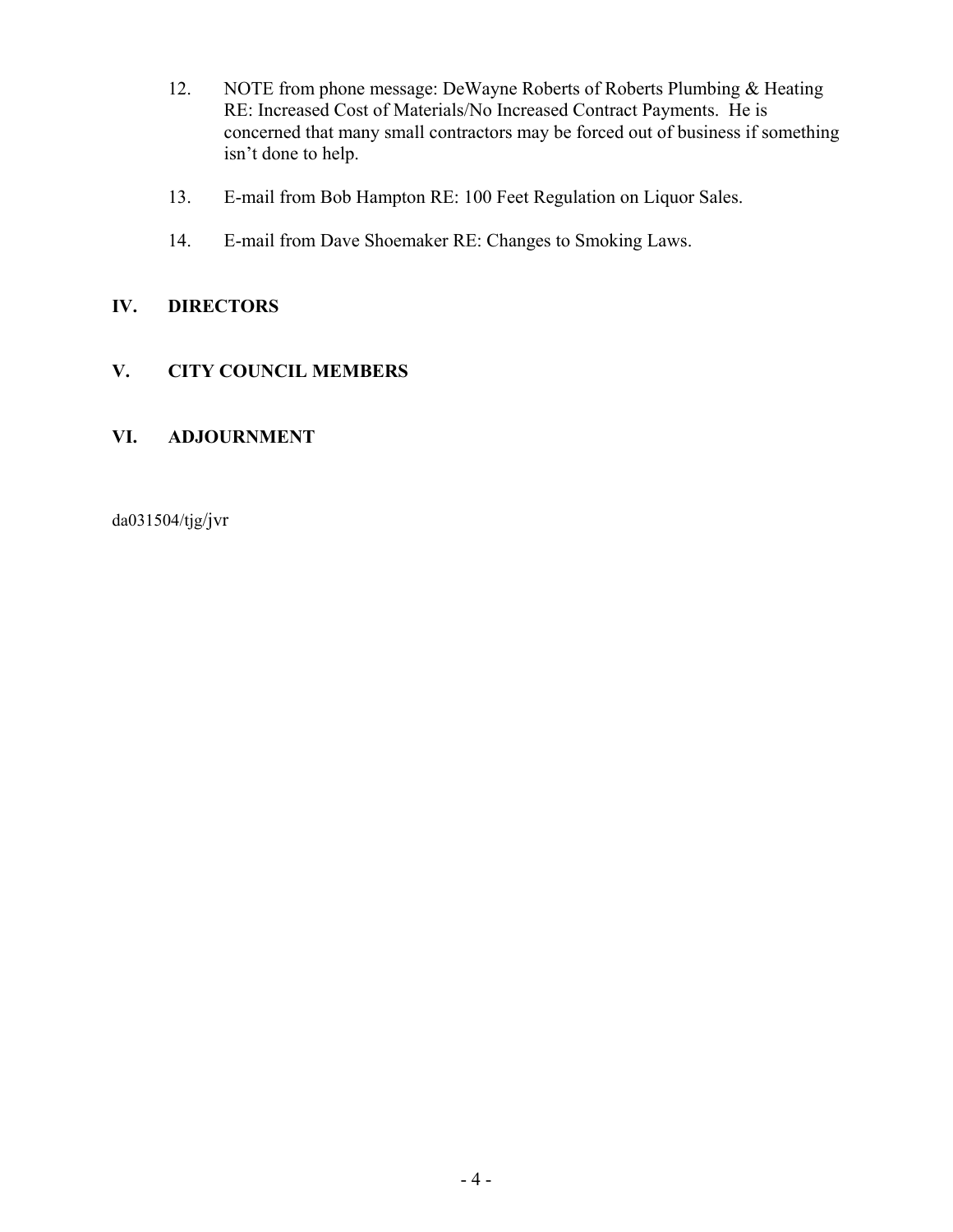12. NOTE from phone message: DeWayne Roberts of Roberts Plumbing & Heating RE: Increased Cost of Materials/No Increased Contract Payments. He is concerned that many small contractors may be forced out of business if something isn't done to help.

13. E-mail from Bob Hampton RE: 100 Feet Regulation on Liquor Sales.

14. E-mail from Dave Shoemaker RE: Changes to Smoking Laws.

## IV. DIRECTORS

## V. CITY COUNCIL MEMBERS

## VI. ADJOURNMENT

da031504/tjg/jvr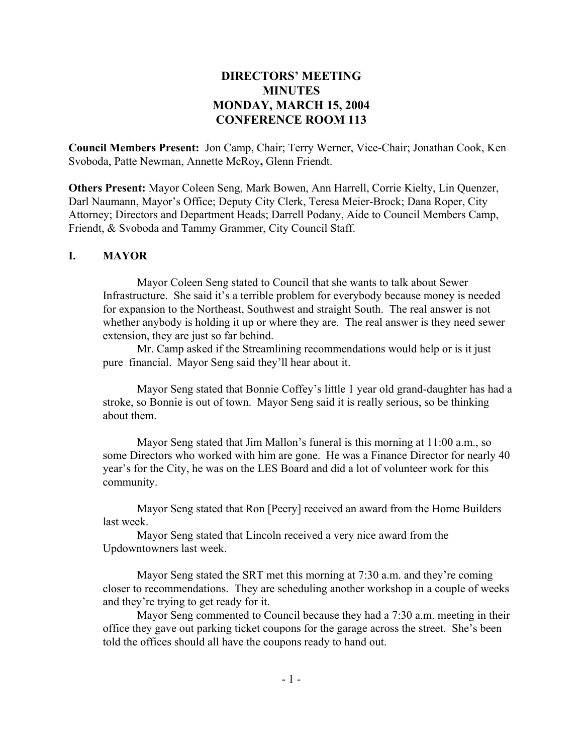# DIRECTORS' MEETING
# MINUTES
# MONDAY, MARCH 15, 2004
# CONFERENCE ROOM 113

**Council Members Present:** Jon Camp, Chair; Terry Werner, Vice-Chair; Jonathan Cook, Ken Svoboda, Patte Newman, Annette McRoy**,** Glenn Friendt.

**Others Present:** Mayor Coleen Seng, Mark Bowen, Ann Harrell, Corrie Kielty, Lin Quenzer, Darl Naumann, Mayor's Office; Deputy City Clerk, Teresa Meier-Brock; Dana Roper, City Attorney; Directors and Department Heads; Darrell Podany, Aide to Council Members Camp, Friendt, & Svoboda and Tammy Grammer, City Council Staff.

## I. MAYOR

Mayor Coleen Seng stated to Council that she wants to talk about Sewer Infrastructure. She said it's a terrible problem for everybody because money is needed for expansion to the Northeast, Southwest and straight South. The real answer is not whether anybody is holding it up or where they are. The real answer is they need sewer extension, they are just so far behind.

Mr. Camp asked if the Streamlining recommendations would help or is it just pure financial. Mayor Seng said they'll hear about it.

Mayor Seng stated that Bonnie Coffey's little 1 year old grand-daughter has had a stroke, so Bonnie is out of town. Mayor Seng said it is really serious, so be thinking about them.

Mayor Seng stated that Jim Mallon's funeral is this morning at 11:00 a.m., so some Directors who worked with him are gone. He was a Finance Director for nearly 40 year's for the City, he was on the LES Board and did a lot of volunteer work for this community.

Mayor Seng stated that Ron [Peery] received an award from the Home Builders last week.

Mayor Seng stated that Lincoln received a very nice award from the Updowntowners last week.

Mayor Seng stated the SRT met this morning at 7:30 a.m. and they're coming closer to recommendations. They are scheduling another workshop in a couple of weeks and they're trying to get ready for it.

Mayor Seng commented to Council because they had a 7:30 a.m. meeting in their office they gave out parking ticket coupons for the garage across the street. She's been told the offices should all have the coupons ready to hand out.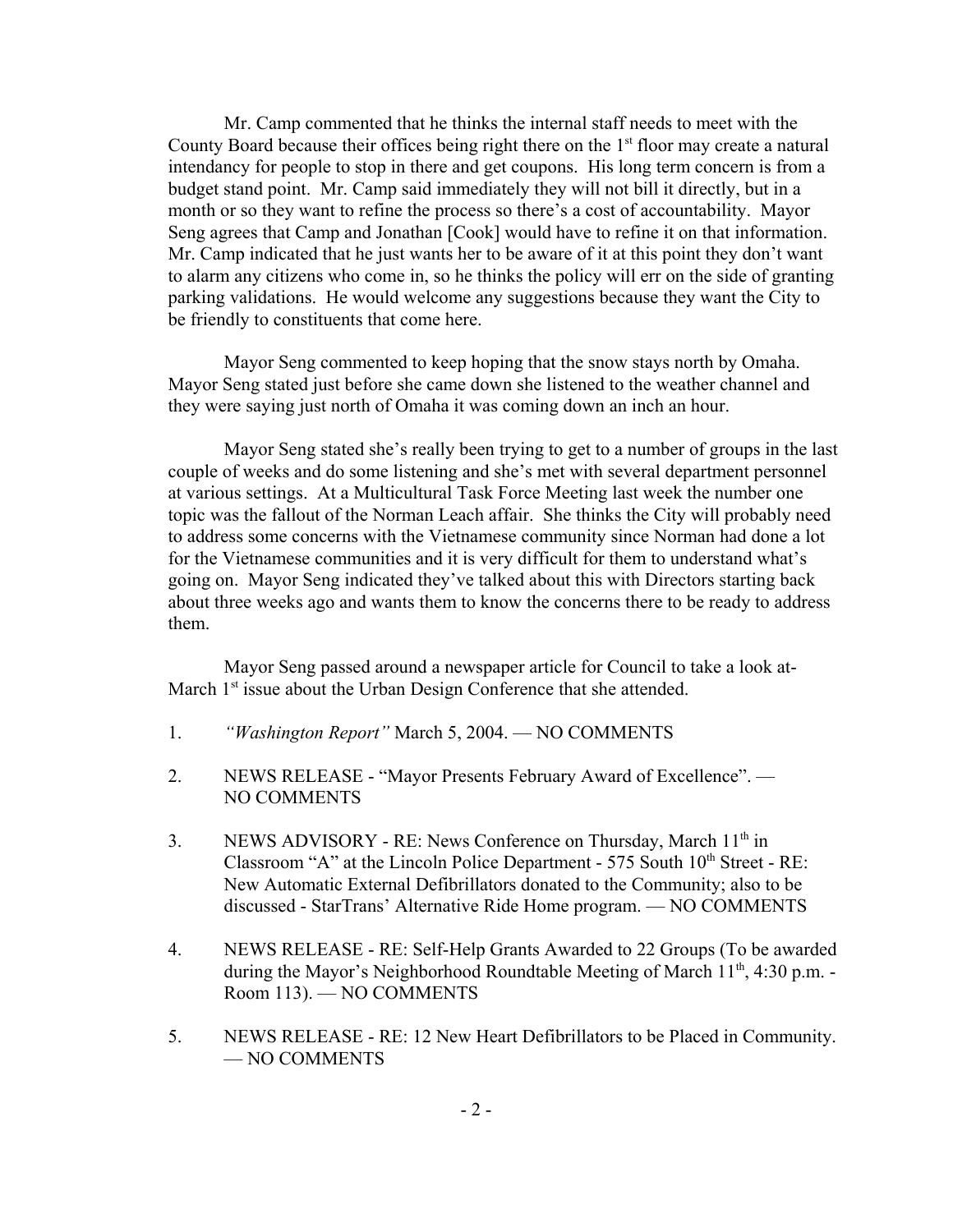Mr. Camp commented that he thinks the internal staff needs to meet with the County Board because their offices being right there on the 1st floor may create a natural intendancy for people to stop in there and get coupons. His long term concern is from a budget stand point. Mr. Camp said immediately they will not bill it directly, but in a month or so they want to refine the process so there's a cost of accountability. Mayor Seng agrees that Camp and Jonathan [Cook] would have to refine it on that information. Mr. Camp indicated that he just wants her to be aware of it at this point they don't want to alarm any citizens who come in, so he thinks the policy will err on the side of granting parking validations. He would welcome any suggestions because they want the City to be friendly to constituents that come here.

Mayor Seng commented to keep hoping that the snow stays north by Omaha. Mayor Seng stated just before she came down she listened to the weather channel and they were saying just north of Omaha it was coming down an inch an hour.

Mayor Seng stated she's really been trying to get to a number of groups in the last couple of weeks and do some listening and she's met with several department personnel at various settings. At a Multicultural Task Force Meeting last week the number one topic was the fallout of the Norman Leach affair. She thinks the City will probably need to address some concerns with the Vietnamese community since Norman had done a lot for the Vietnamese communities and it is very difficult for them to understand what's going on. Mayor Seng indicated they've talked about this with Directors starting back about three weeks ago and wants them to know the concerns there to be ready to address them.

Mayor Seng passed around a newspaper article for Council to take a look at- March 1st issue about the Urban Design Conference that she attended.

1. *"Washington Report"* March 5, 2004. — NO COMMENTS

2. NEWS RELEASE - "Mayor Presents February Award of Excellence". — NO COMMENTS

3. NEWS ADVISORY - RE: News Conference on Thursday, March 11th in Classroom "A" at the Lincoln Police Department - 575 South 10th Street - RE: New Automatic External Defibrillators donated to the Community; also to be discussed - StarTrans' Alternative Ride Home program. — NO COMMENTS

4. NEWS RELEASE - RE: Self-Help Grants Awarded to 22 Groups (To be awarded during the Mayor's Neighborhood Roundtable Meeting of March 11th, 4:30 p.m. - Room 113). — NO COMMENTS

5. NEWS RELEASE - RE: 12 New Heart Defibrillators to be Placed in Community. — NO COMMENTS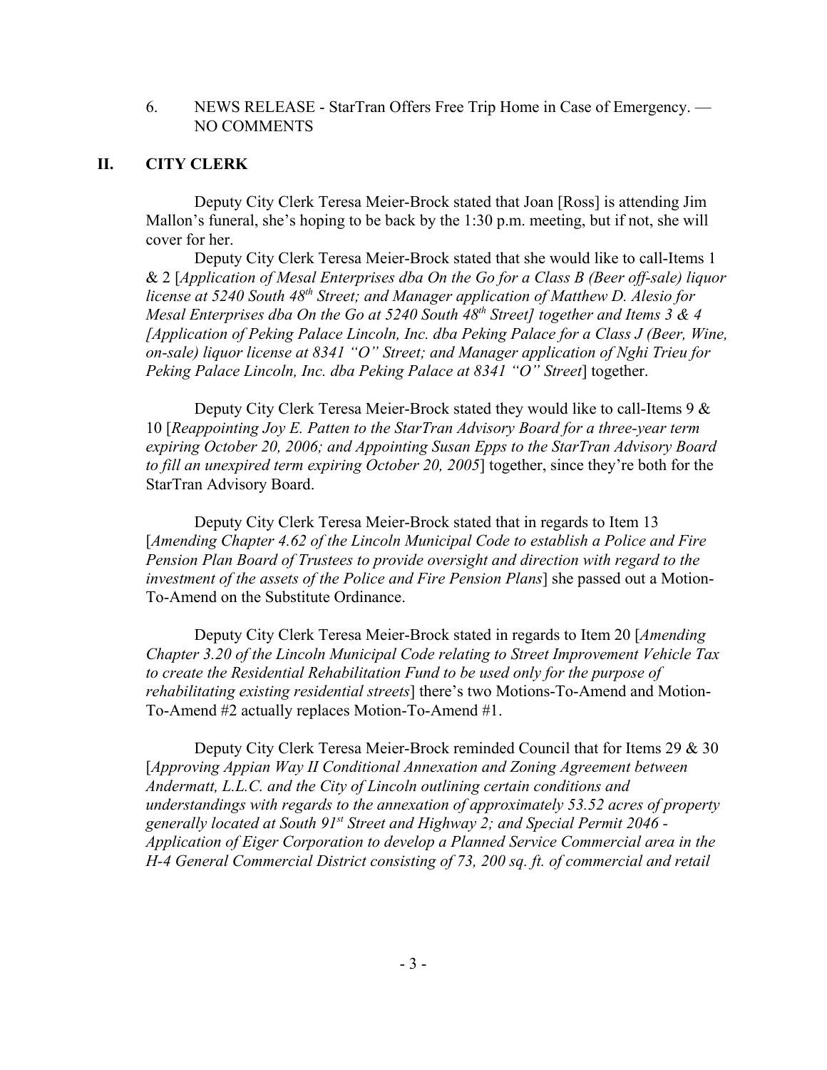6. NEWS RELEASE - StarTran Offers Free Trip Home in Case of Emergency. — NO COMMENTS

## II. CITY CLERK

Deputy City Clerk Teresa Meier-Brock stated that Joan [Ross] is attending Jim Mallon's funeral, she's hoping to be back by the 1:30 p.m. meeting, but if not, she will cover for her.

Deputy City Clerk Teresa Meier-Brock stated that she would like to call-Items 1 & 2 [*Application of Mesal Enterprises dba On the Go for a Class B (Beer off-sale) liquor license at 5240 South 48th Street; and Manager application of Matthew D. Alesio for Mesal Enterprises dba On the Go at 5240 South 48th Street] together and Items 3 & 4 [Application of Peking Palace Lincoln, Inc. dba Peking Palace for a Class J (Beer, Wine, on-sale) liquor license at 8341 "O" Street; and Manager application of Nghi Trieu for Peking Palace Lincoln, Inc. dba Peking Palace at 8341 "O" Street*] together.

Deputy City Clerk Teresa Meier-Brock stated they would like to call-Items 9 & 10 [*Reappointing Joy E. Patten to the StarTran Advisory Board for a three-year term expiring October 20, 2006; and Appointing Susan Epps to the StarTran Advisory Board to fill an unexpired term expiring October 20, 2005*] together, since they're both for the StarTran Advisory Board.

Deputy City Clerk Teresa Meier-Brock stated that in regards to Item 13 [*Amending Chapter 4.62 of the Lincoln Municipal Code to establish a Police and Fire Pension Plan Board of Trustees to provide oversight and direction with regard to the investment of the assets of the Police and Fire Pension Plans*] she passed out a Motion-To-Amend on the Substitute Ordinance.

Deputy City Clerk Teresa Meier-Brock stated in regards to Item 20 [*Amending Chapter 3.20 of the Lincoln Municipal Code relating to Street Improvement Vehicle Tax to create the Residential Rehabilitation Fund to be used only for the purpose of rehabilitating existing residential streets*] there's two Motions-To-Amend and Motion-To-Amend #2 actually replaces Motion-To-Amend #1.

Deputy City Clerk Teresa Meier-Brock reminded Council that for Items 29 & 30 [*Approving Appian Way II Conditional Annexation and Zoning Agreement between Andermatt, L.L.C. and the City of Lincoln outlining certain conditions and understandings with regards to the annexation of approximately 53.52 acres of property generally located at South 91st Street and Highway 2; and Special Permit 2046 - Application of Eiger Corporation to develop a Planned Service Commercial area in the H-4 General Commercial District consisting of 73, 200 sq. ft. of commercial and retail*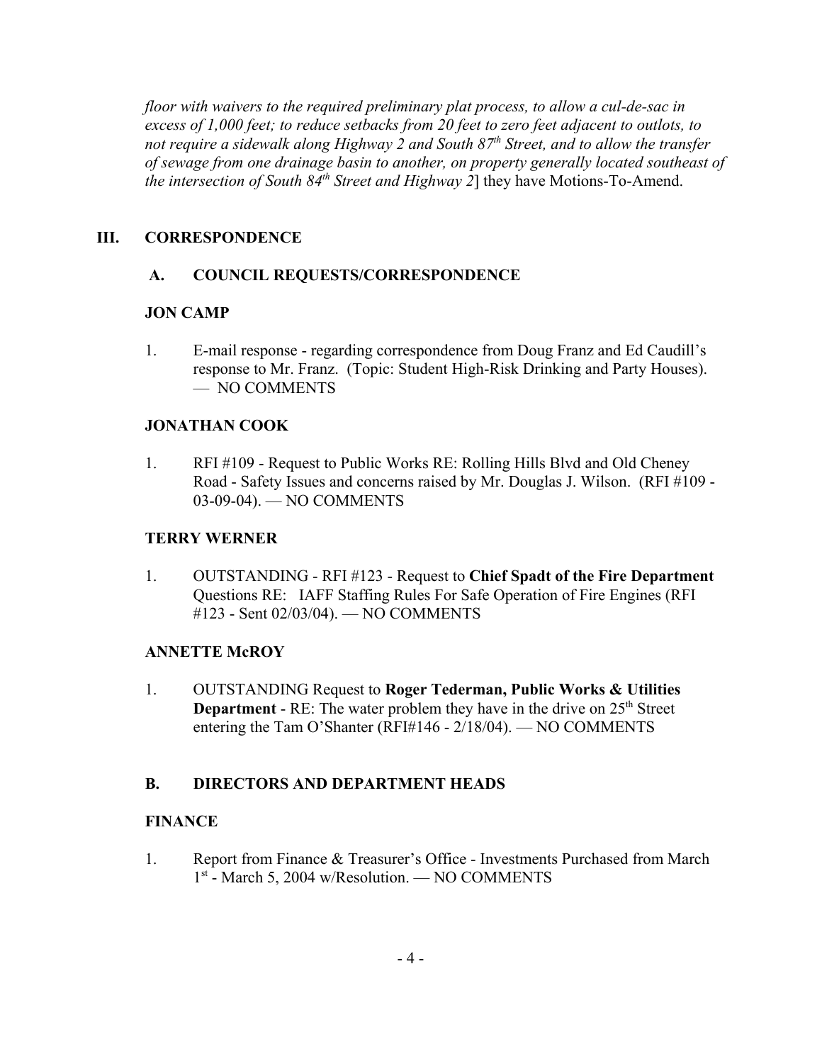*floor with waivers to the required preliminary plat process, to allow a cul-de-sac in excess of 1,000 feet; to reduce setbacks from 20 feet to zero feet adjacent to outlots, to not require a sidewalk along Highway 2 and South 87th Street, and to allow the transfer of sewage from one drainage basin to another, on property generally located southeast of the intersection of South 84th Street and Highway 2*] they have Motions-To-Amend.

## III. CORRESPONDENCE

### A. COUNCIL REQUESTS/CORRESPONDENCE

**JON CAMP**

1. E-mail response - regarding correspondence from Doug Franz and Ed Caudill's response to Mr. Franz. (Topic: Student High-Risk Drinking and Party Houses). — NO COMMENTS

**JONATHAN COOK**

1. RFI #109 - Request to Public Works RE: Rolling Hills Blvd and Old Cheney Road - Safety Issues and concerns raised by Mr. Douglas J. Wilson. (RFI #109 - 03-09-04). — NO COMMENTS

**TERRY WERNER**

1. OUTSTANDING - RFI #123 - Request to **Chief Spadt of the Fire Department** Questions RE: IAFF Staffing Rules For Safe Operation of Fire Engines (RFI #123 - Sent 02/03/04). — NO COMMENTS

**ANNETTE McROY**

1. OUTSTANDING Request to **Roger Tederman, Public Works & Utilities Department** - RE: The water problem they have in the drive on 25th Street entering the Tam O'Shanter (RFI#146 - 2/18/04). — NO COMMENTS

### B. DIRECTORS AND DEPARTMENT HEADS

**FINANCE**

1. Report from Finance & Treasurer's Office - Investments Purchased from March 1st - March 5, 2004 w/Resolution. — NO COMMENTS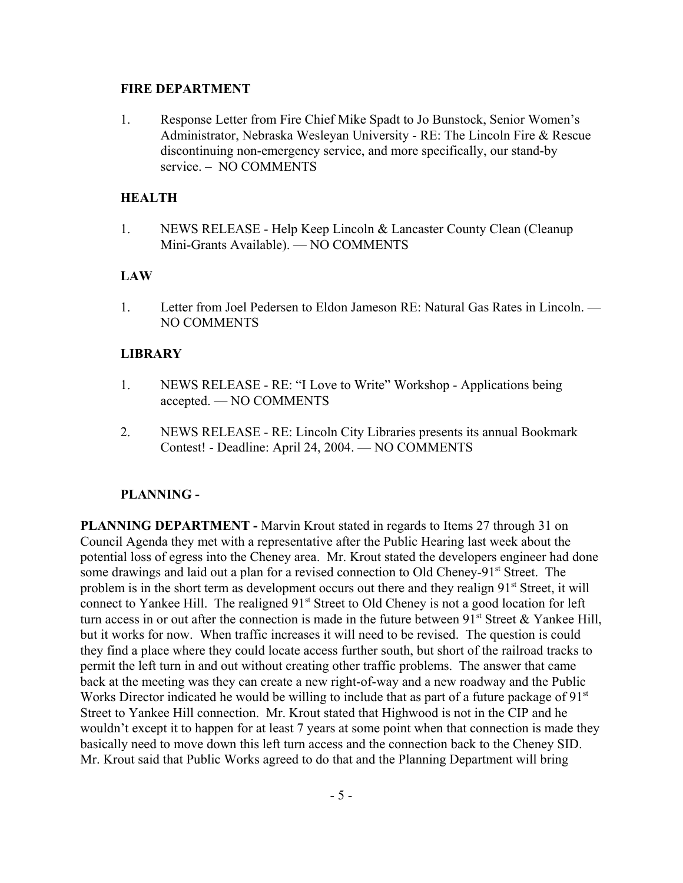**FIRE DEPARTMENT**

1. Response Letter from Fire Chief Mike Spadt to Jo Bunstock, Senior Women's Administrator, Nebraska Wesleyan University - RE: The Lincoln Fire & Rescue discontinuing non-emergency service, and more specifically, our stand-by service. – NO COMMENTS

**HEALTH**

1. NEWS RELEASE - Help Keep Lincoln & Lancaster County Clean (Cleanup Mini-Grants Available). — NO COMMENTS

**LAW**

1. Letter from Joel Pedersen to Eldon Jameson RE: Natural Gas Rates in Lincoln. — NO COMMENTS

**LIBRARY**

1. NEWS RELEASE - RE: "I Love to Write" Workshop - Applications being accepted. — NO COMMENTS

2. NEWS RELEASE - RE: Lincoln City Libraries presents its annual Bookmark Contest! - Deadline: April 24, 2004. — NO COMMENTS

**PLANNING -**

**PLANNING DEPARTMENT -** Marvin Krout stated in regards to Items 27 through 31 on Council Agenda they met with a representative after the Public Hearing last week about the potential loss of egress into the Cheney area. Mr. Krout stated the developers engineer had done some drawings and laid out a plan for a revised connection to Old Cheney-91st Street. The problem is in the short term as development occurs out there and they realign 91st Street, it will connect to Yankee Hill. The realigned 91st Street to Old Cheney is not a good location for left turn access in or out after the connection is made in the future between 91st Street & Yankee Hill, but it works for now. When traffic increases it will need to be revised. The question is could they find a place where they could locate access further south, but short of the railroad tracks to permit the left turn in and out without creating other traffic problems. The answer that came back at the meeting was they can create a new right-of-way and a new roadway and the Public Works Director indicated he would be willing to include that as part of a future package of 91st Street to Yankee Hill connection. Mr. Krout stated that Highwood is not in the CIP and he wouldn't except it to happen for at least 7 years at some point when that connection is made they basically need to move down this left turn access and the connection back to the Cheney SID. Mr. Krout said that Public Works agreed to do that and the Planning Department will bring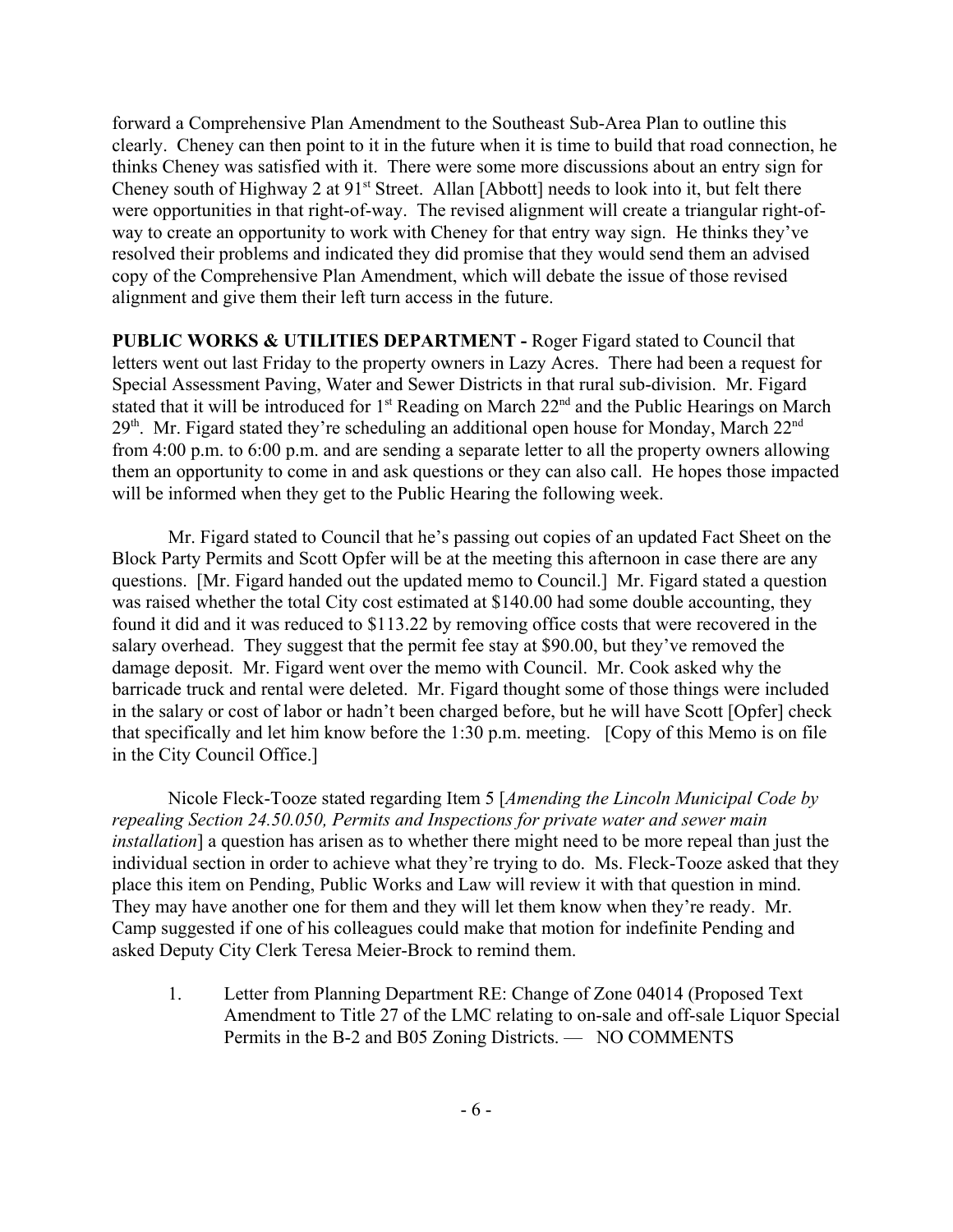forward a Comprehensive Plan Amendment to the Southeast Sub-Area Plan to outline this clearly. Cheney can then point to it in the future when it is time to build that road connection, he thinks Cheney was satisfied with it. There were some more discussions about an entry sign for Cheney south of Highway 2 at 91st Street. Allan [Abbott] needs to look into it, but felt there were opportunities in that right-of-way. The revised alignment will create a triangular right-of-way to create an opportunity to work with Cheney for that entry way sign. He thinks they've resolved their problems and indicated they did promise that they would send them an advised copy of the Comprehensive Plan Amendment, which will debate the issue of those revised alignment and give them their left turn access in the future.

**PUBLIC WORKS & UTILITIES DEPARTMENT -** Roger Figard stated to Council that letters went out last Friday to the property owners in Lazy Acres. There had been a request for Special Assessment Paving, Water and Sewer Districts in that rural sub-division. Mr. Figard stated that it will be introduced for 1st Reading on March 22nd and the Public Hearings on March 29th. Mr. Figard stated they're scheduling an additional open house for Monday, March 22nd from 4:00 p.m. to 6:00 p.m. and are sending a separate letter to all the property owners allowing them an opportunity to come in and ask questions or they can also call. He hopes those impacted will be informed when they get to the Public Hearing the following week.

Mr. Figard stated to Council that he's passing out copies of an updated Fact Sheet on the Block Party Permits and Scott Opfer will be at the meeting this afternoon in case there are any questions. [Mr. Figard handed out the updated memo to Council.] Mr. Figard stated a question was raised whether the total City cost estimated at $140.00 had some double accounting, they found it did and it was reduced to $113.22 by removing office costs that were recovered in the salary overhead. They suggest that the permit fee stay at $90.00, but they've removed the damage deposit. Mr. Figard went over the memo with Council. Mr. Cook asked why the barricade truck and rental were deleted. Mr. Figard thought some of those things were included in the salary or cost of labor or hadn't been charged before, but he will have Scott [Opfer] check that specifically and let him know before the 1:30 p.m. meeting. [Copy of this Memo is on file in the City Council Office.]

Nicole Fleck-Tooze stated regarding Item 5 [*Amending the Lincoln Municipal Code by repealing Section 24.50.050, Permits and Inspections for private water and sewer main installation*] a question has arisen as to whether there might need to be more repeal than just the individual section in order to achieve what they're trying to do. Ms. Fleck-Tooze asked that they place this item on Pending, Public Works and Law will review it with that question in mind. They may have another one for them and they will let them know when they're ready. Mr. Camp suggested if one of his colleagues could make that motion for indefinite Pending and asked Deputy City Clerk Teresa Meier-Brock to remind them.

1. Letter from Planning Department RE: Change of Zone 04014 (Proposed Text Amendment to Title 27 of the LMC relating to on-sale and off-sale Liquor Special Permits in the B-2 and B05 Zoning Districts. — NO COMMENTS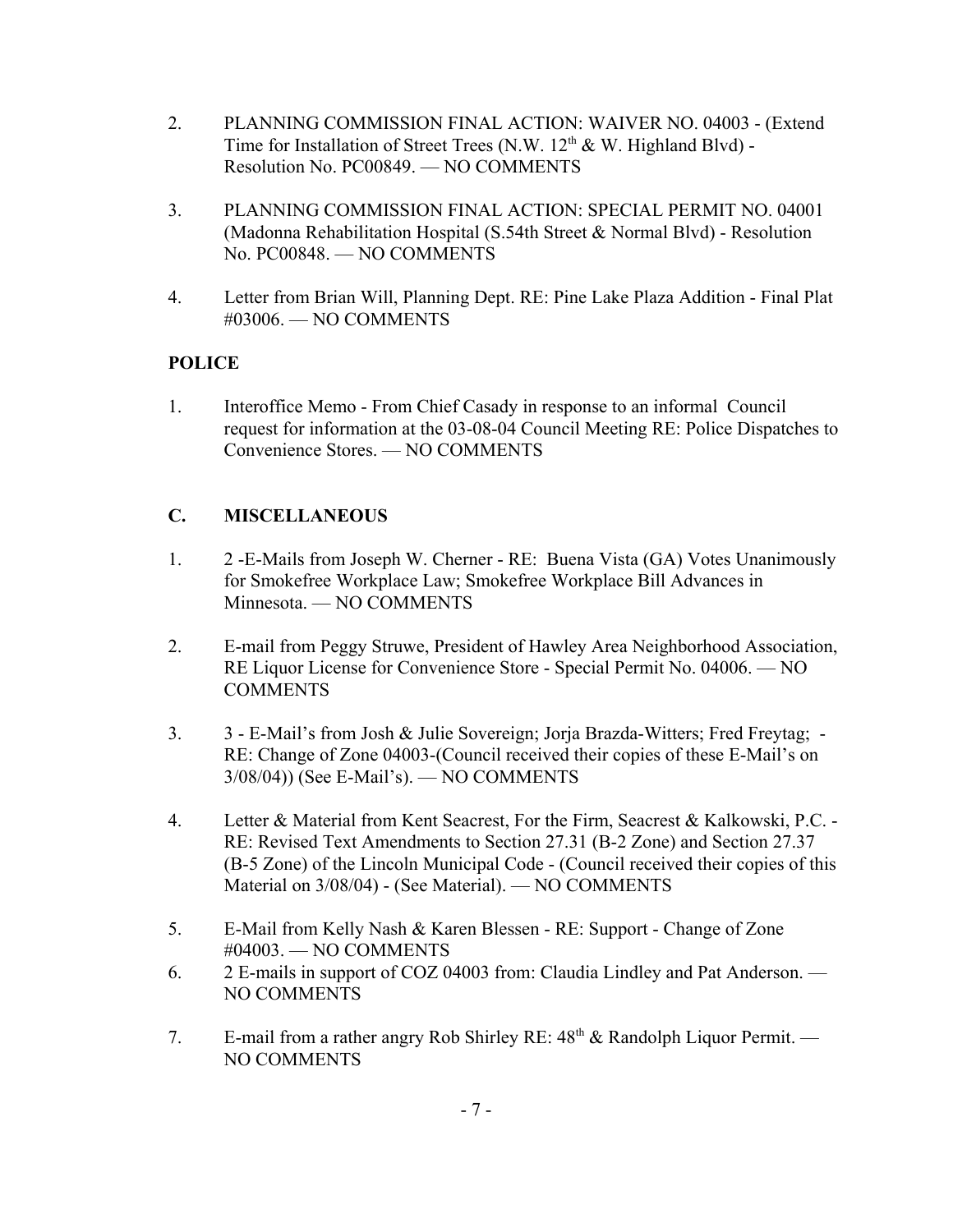2. PLANNING COMMISSION FINAL ACTION: WAIVER NO. 04003 - (Extend Time for Installation of Street Trees (N.W. 12th & W. Highland Blvd) - Resolution No. PC00849. — NO COMMENTS

3. PLANNING COMMISSION FINAL ACTION: SPECIAL PERMIT NO. 04001 (Madonna Rehabilitation Hospital (S.54th Street & Normal Blvd) - Resolution No. PC00848. — NO COMMENTS

4. Letter from Brian Will, Planning Dept. RE: Pine Lake Plaza Addition - Final Plat #03006. — NO COMMENTS

**POLICE**

1. Interoffice Memo - From Chief Casady in response to an informal Council request for information at the 03-08-04 Council Meeting RE: Police Dispatches to Convenience Stores. — NO COMMENTS

## C. MISCELLANEOUS

1. 2 -E-Mails from Joseph W. Cherner - RE: Buena Vista (GA) Votes Unanimously for Smokefree Workplace Law; Smokefree Workplace Bill Advances in Minnesota. — NO COMMENTS

2. E-mail from Peggy Struwe, President of Hawley Area Neighborhood Association, RE Liquor License for Convenience Store - Special Permit No. 04006. — NO COMMENTS

3. 3 - E-Mail's from Josh & Julie Sovereign; Jorja Brazda-Witters; Fred Freytag; - RE: Change of Zone 04003-(Council received their copies of these E-Mail's on 3/08/04)) (See E-Mail's). — NO COMMENTS

4. Letter & Material from Kent Seacrest, For the Firm, Seacrest & Kalkowski, P.C. - RE: Revised Text Amendments to Section 27.31 (B-2 Zone) and Section 27.37 (B-5 Zone) of the Lincoln Municipal Code - (Council received their copies of this Material on 3/08/04) - (See Material). — NO COMMENTS

5. E-Mail from Kelly Nash & Karen Blessen - RE: Support - Change of Zone #04003. — NO COMMENTS
6. 2 E-mails in support of COZ 04003 from: Claudia Lindley and Pat Anderson. — NO COMMENTS

7. E-mail from a rather angry Rob Shirley RE: 48th & Randolph Liquor Permit. — NO COMMENTS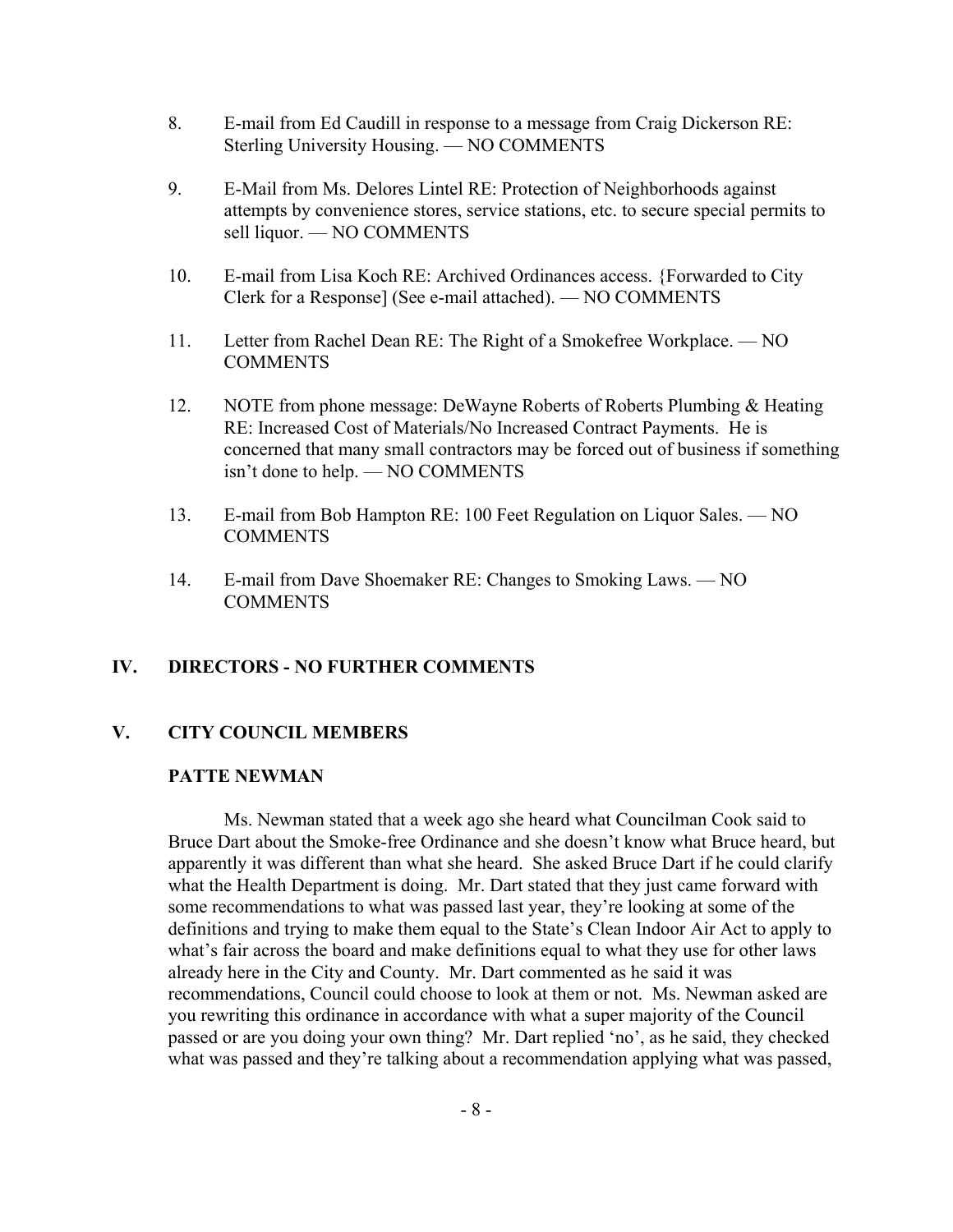8. E-mail from Ed Caudill in response to a message from Craig Dickerson RE: Sterling University Housing. — NO COMMENTS

9. E-Mail from Ms. Delores Lintel RE: Protection of Neighborhoods against attempts by convenience stores, service stations, etc. to secure special permits to sell liquor. — NO COMMENTS

10. E-mail from Lisa Koch RE: Archived Ordinances access. {Forwarded to City Clerk for a Response] (See e-mail attached). — NO COMMENTS

11. Letter from Rachel Dean RE: The Right of a Smokefree Workplace. — NO COMMENTS

12. NOTE from phone message: DeWayne Roberts of Roberts Plumbing & Heating RE: Increased Cost of Materials/No Increased Contract Payments. He is concerned that many small contractors may be forced out of business if something isn't done to help. — NO COMMENTS

13. E-mail from Bob Hampton RE: 100 Feet Regulation on Liquor Sales. — NO COMMENTS

14. E-mail from Dave Shoemaker RE: Changes to Smoking Laws. — NO COMMENTS

## IV. DIRECTORS - NO FURTHER COMMENTS

## V. CITY COUNCIL MEMBERS

### PATTE NEWMAN

Ms. Newman stated that a week ago she heard what Councilman Cook said to Bruce Dart about the Smoke-free Ordinance and she doesn't know what Bruce heard, but apparently it was different than what she heard. She asked Bruce Dart if he could clarify what the Health Department is doing. Mr. Dart stated that they just came forward with some recommendations to what was passed last year, they're looking at some of the definitions and trying to make them equal to the State's Clean Indoor Air Act to apply to what's fair across the board and make definitions equal to what they use for other laws already here in the City and County. Mr. Dart commented as he said it was recommendations, Council could choose to look at them or not. Ms. Newman asked are you rewriting this ordinance in accordance with what a super majority of the Council passed or are you doing your own thing? Mr. Dart replied 'no', as he said, they checked what was passed and they're talking about a recommendation applying what was passed,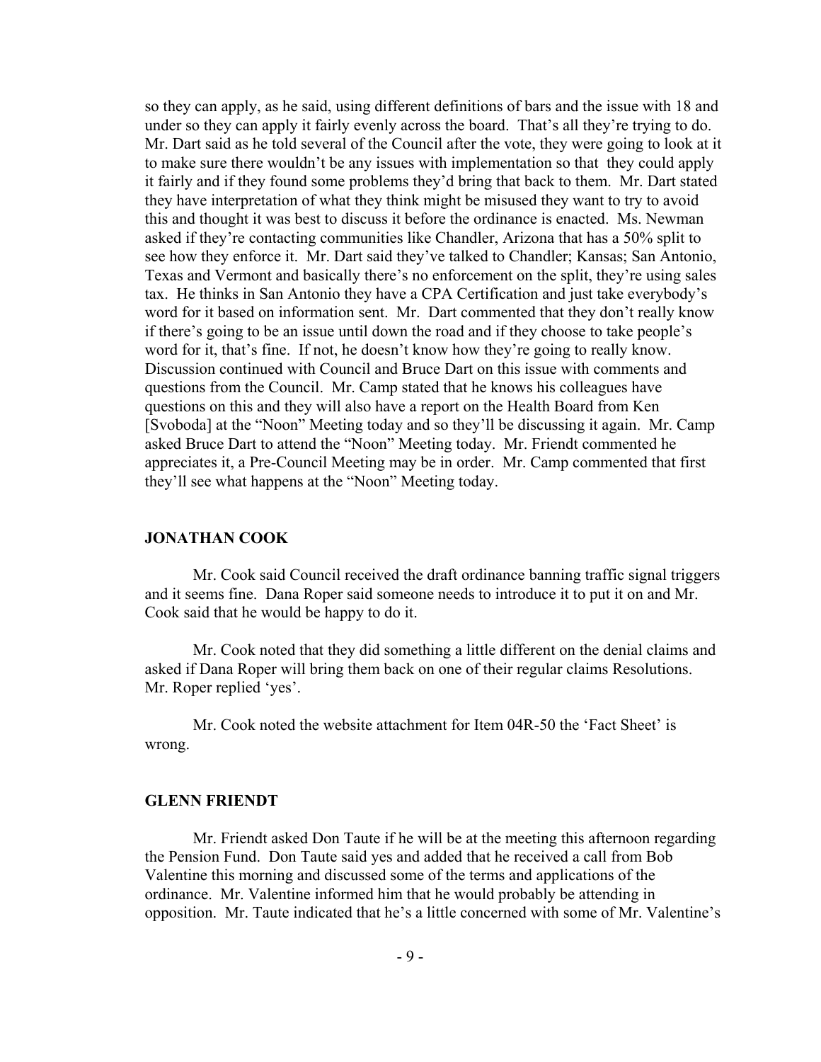so they can apply, as he said, using different definitions of bars and the issue with 18 and under so they can apply it fairly evenly across the board. That's all they're trying to do. Mr. Dart said as he told several of the Council after the vote, they were going to look at it to make sure there wouldn't be any issues with implementation so that they could apply it fairly and if they found some problems they'd bring that back to them. Mr. Dart stated they have interpretation of what they think might be misused they want to try to avoid this and thought it was best to discuss it before the ordinance is enacted. Ms. Newman asked if they're contacting communities like Chandler, Arizona that has a 50% split to see how they enforce it. Mr. Dart said they've talked to Chandler; Kansas; San Antonio, Texas and Vermont and basically there's no enforcement on the split, they're using sales tax. He thinks in San Antonio they have a CPA Certification and just take everybody's word for it based on information sent. Mr. Dart commented that they don't really know if there's going to be an issue until down the road and if they choose to take people's word for it, that's fine. If not, he doesn't know how they're going to really know. Discussion continued with Council and Bruce Dart on this issue with comments and questions from the Council. Mr. Camp stated that he knows his colleagues have questions on this and they will also have a report on the Health Board from Ken [Svoboda] at the "Noon" Meeting today and so they'll be discussing it again. Mr. Camp asked Bruce Dart to attend the "Noon" Meeting today. Mr. Friendt commented he appreciates it, a Pre-Council Meeting may be in order. Mr. Camp commented that first they'll see what happens at the "Noon" Meeting today.

**JONATHAN COOK**

Mr. Cook said Council received the draft ordinance banning traffic signal triggers and it seems fine. Dana Roper said someone needs to introduce it to put it on and Mr. Cook said that he would be happy to do it.

Mr. Cook noted that they did something a little different on the denial claims and asked if Dana Roper will bring them back on one of their regular claims Resolutions. Mr. Roper replied 'yes'.

Mr. Cook noted the website attachment for Item 04R-50 the 'Fact Sheet' is wrong.

**GLENN FRIENDT**

Mr. Friendt asked Don Taute if he will be at the meeting this afternoon regarding the Pension Fund. Don Taute said yes and added that he received a call from Bob Valentine this morning and discussed some of the terms and applications of the ordinance. Mr. Valentine informed him that he would probably be attending in opposition. Mr. Taute indicated that he's a little concerned with some of Mr. Valentine's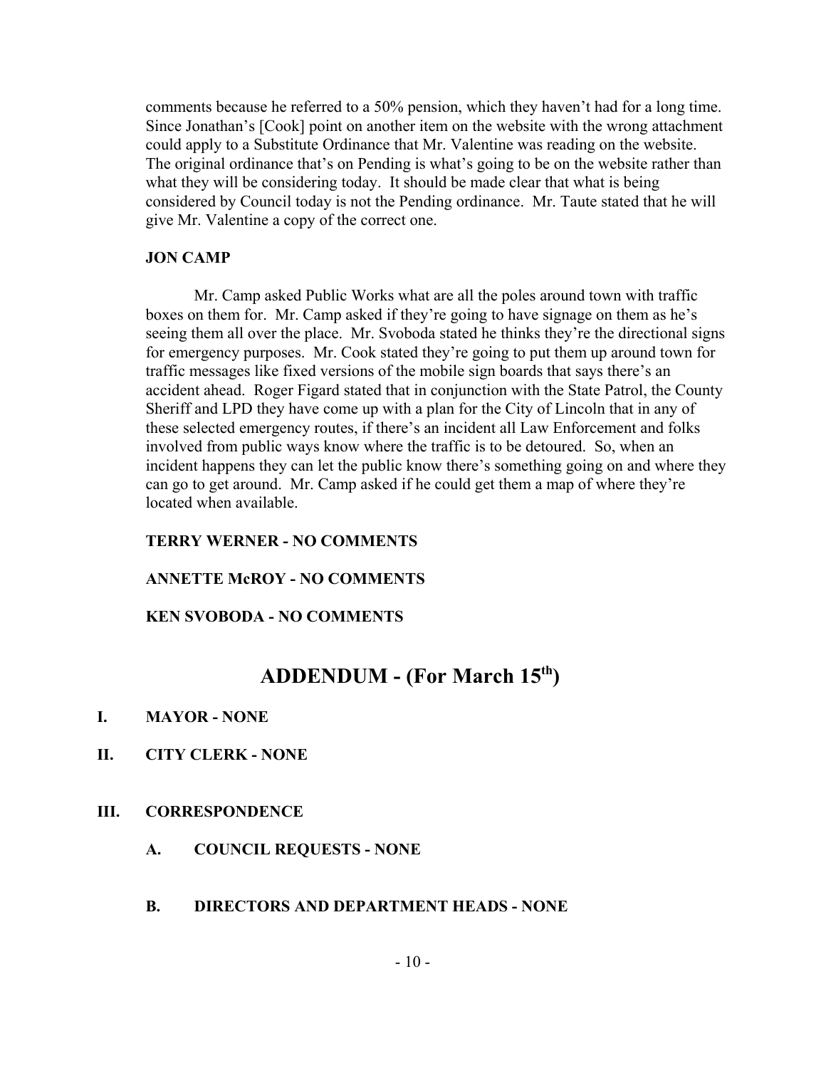comments because he referred to a 50% pension, which they haven't had for a long time. Since Jonathan's [Cook] point on another item on the website with the wrong attachment could apply to a Substitute Ordinance that Mr. Valentine was reading on the website. The original ordinance that's on Pending is what's going to be on the website rather than what they will be considering today. It should be made clear that what is being considered by Council today is not the Pending ordinance. Mr. Taute stated that he will give Mr. Valentine a copy of the correct one.

**JON CAMP**

Mr. Camp asked Public Works what are all the poles around town with traffic boxes on them for. Mr. Camp asked if they're going to have signage on them as he's seeing them all over the place. Mr. Svoboda stated he thinks they're the directional signs for emergency purposes. Mr. Cook stated they're going to put them up around town for traffic messages like fixed versions of the mobile sign boards that says there's an accident ahead. Roger Figard stated that in conjunction with the State Patrol, the County Sheriff and LPD they have come up with a plan for the City of Lincoln that in any of these selected emergency routes, if there's an incident all Law Enforcement and folks involved from public ways know where the traffic is to be detoured. So, when an incident happens they can let the public know there's something going on and where they can go to get around. Mr. Camp asked if he could get them a map of where they're located when available.

**TERRY WERNER - NO COMMENTS**

**ANNETTE McROY - NO COMMENTS**

**KEN SVOBODA - NO COMMENTS**

# ADDENDUM - (For March 15th)

**I. MAYOR - NONE**

**II. CITY CLERK - NONE**

**III. CORRESPONDENCE**

**A. COUNCIL REQUESTS - NONE**

**B. DIRECTORS AND DEPARTMENT HEADS - NONE**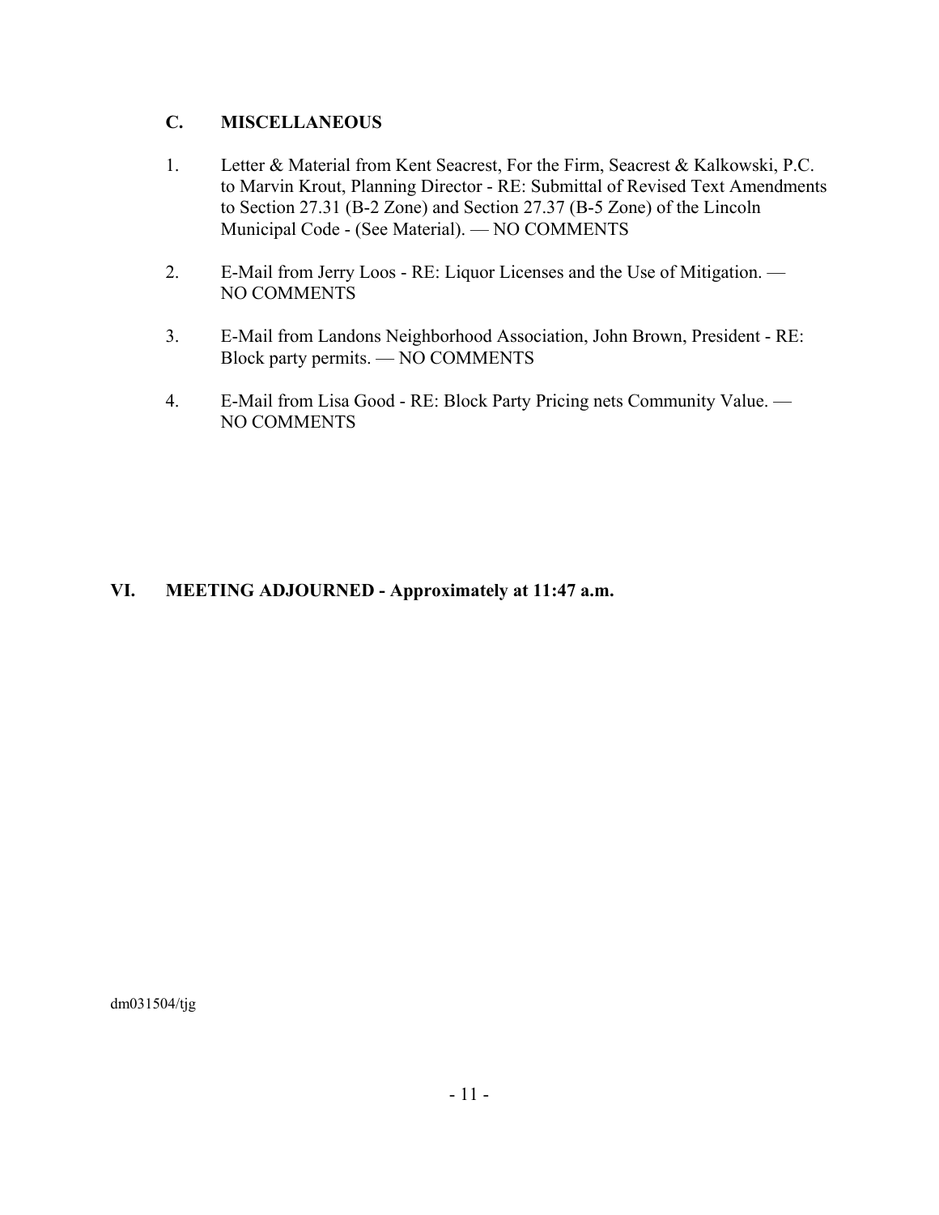### C. MISCELLANEOUS

1. Letter & Material from Kent Seacrest, For the Firm, Seacrest & Kalkowski, P.C. to Marvin Krout, Planning Director - RE: Submittal of Revised Text Amendments to Section 27.31 (B-2 Zone) and Section 27.37 (B-5 Zone) of the Lincoln Municipal Code - (See Material). — NO COMMENTS

2. E-Mail from Jerry Loos - RE: Liquor Licenses and the Use of Mitigation. — NO COMMENTS

3. E-Mail from Landons Neighborhood Association, John Brown, President - RE: Block party permits. — NO COMMENTS

4. E-Mail from Lisa Good - RE: Block Party Pricing nets Community Value. — NO COMMENTS

## VI. MEETING ADJOURNED - Approximately at 11:47 a.m.

dm031504/tjg